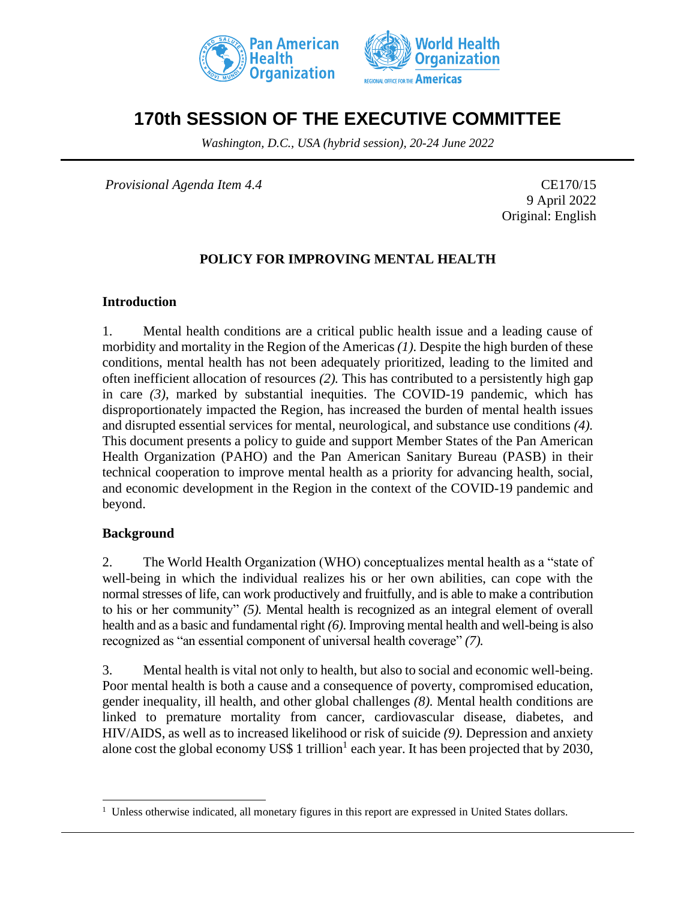# 170th SESSION OF THE EXECUTIVE COMMITTEE

*Washington, D.C., USA (hybrid session), 20-24 June 2022*

*Provisional Agenda Item 4.4*

CE170/15
9 April 2022
Original: English

## POLICY FOR IMPROVING MENTAL HEALTH

### Introduction

1. Mental health conditions are a critical public health issue and a leading cause of morbidity and mortality in the Region of the Americas *(1)*. Despite the high burden of these conditions, mental health has not been adequately prioritized, leading to the limited and often inefficient allocation of resources *(2)*. This has contributed to a persistently high gap in care *(3)*, marked by substantial inequities. The COVID-19 pandemic, which has disproportionately impacted the Region, has increased the burden of mental health issues and disrupted essential services for mental, neurological, and substance use conditions *(4)*. This document presents a policy to guide and support Member States of the Pan American Health Organization (PAHO) and the Pan American Sanitary Bureau (PASB) in their technical cooperation to improve mental health as a priority for advancing health, social, and economic development in the Region in the context of the COVID-19 pandemic and beyond.

### Background

2. The World Health Organization (WHO) conceptualizes mental health as a "state of well-being in which the individual realizes his or her own abilities, can cope with the normal stresses of life, can work productively and fruitfully, and is able to make a contribution to his or her community" *(5)*. Mental health is recognized as an integral element of overall health and as a basic and fundamental right *(6)*. Improving mental health and well-being is also recognized as "an essential component of universal health coverage" *(7)*.

3. Mental health is vital not only to health, but also to social and economic well-being. Poor mental health is both a cause and a consequence of poverty, compromised education, gender inequality, ill health, and other global challenges *(8)*. Mental health conditions are linked to premature mortality from cancer, cardiovascular disease, diabetes, and HIV/AIDS, as well as to increased likelihood or risk of suicide *(9)*. Depression and anxiety alone cost the global economy US$ 1 trillion[1] each year. It has been projected that by 2030,

[1] Unless otherwise indicated, all monetary figures in this report are expressed in United States dollars.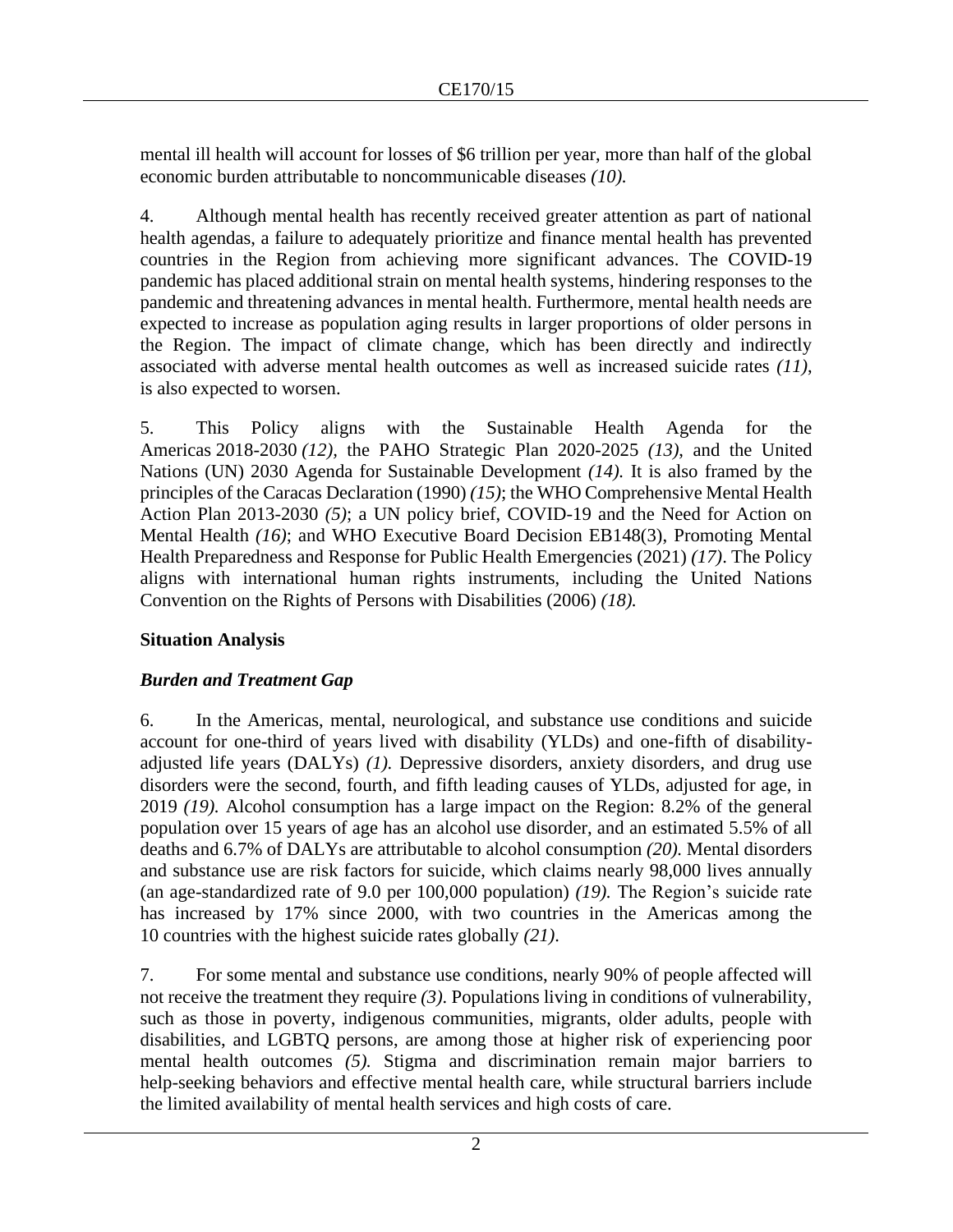mental ill health will account for losses of $6 trillion per year, more than half of the global economic burden attributable to noncommunicable diseases *(10).*

4. Although mental health has recently received greater attention as part of national health agendas, a failure to adequately prioritize and finance mental health has prevented countries in the Region from achieving more significant advances. The COVID-19 pandemic has placed additional strain on mental health systems, hindering responses to the pandemic and threatening advances in mental health. Furthermore, mental health needs are expected to increase as population aging results in larger proportions of older persons in the Region. The impact of climate change, which has been directly and indirectly associated with adverse mental health outcomes as well as increased suicide rates *(11)*, is also expected to worsen.

5. This Policy aligns with the Sustainable Health Agenda for the Americas 2018-2030 *(12)*, the PAHO Strategic Plan 2020-2025 *(13)*, and the United Nations (UN) 2030 Agenda for Sustainable Development *(14).* It is also framed by the principles of the Caracas Declaration (1990) *(15)*; the WHO Comprehensive Mental Health Action Plan 2013-2030 *(5)*; a UN policy brief, COVID-19 and the Need for Action on Mental Health *(16)*; and WHO Executive Board Decision EB148(3), Promoting Mental Health Preparedness and Response for Public Health Emergencies (2021) *(17)*. The Policy aligns with international human rights instruments, including the United Nations Convention on the Rights of Persons with Disabilities (2006) *(18).*

## Situation Analysis

### *Burden and Treatment Gap*

6. In the Americas, mental, neurological, and substance use conditions and suicide account for one-third of years lived with disability (YLDs) and one-fifth of disability-adjusted life years (DALYs) *(1).* Depressive disorders, anxiety disorders, and drug use disorders were the second, fourth, and fifth leading causes of YLDs, adjusted for age, in 2019 *(19).* Alcohol consumption has a large impact on the Region: 8.2% of the general population over 15 years of age has an alcohol use disorder, and an estimated 5.5% of all deaths and 6.7% of DALYs are attributable to alcohol consumption *(20).* Mental disorders and substance use are risk factors for suicide, which claims nearly 98,000 lives annually (an age-standardized rate of 9.0 per 100,000 population) *(19).* The Region's suicide rate has increased by 17% since 2000, with two countries in the Americas among the 10 countries with the highest suicide rates globally *(21)*.

7. For some mental and substance use conditions, nearly 90% of people affected will not receive the treatment they require *(3)*. Populations living in conditions of vulnerability, such as those in poverty, indigenous communities, migrants, older adults, people with disabilities, and LGBTQ persons, are among those at higher risk of experiencing poor mental health outcomes *(5).* Stigma and discrimination remain major barriers to help-seeking behaviors and effective mental health care, while structural barriers include the limited availability of mental health services and high costs of care.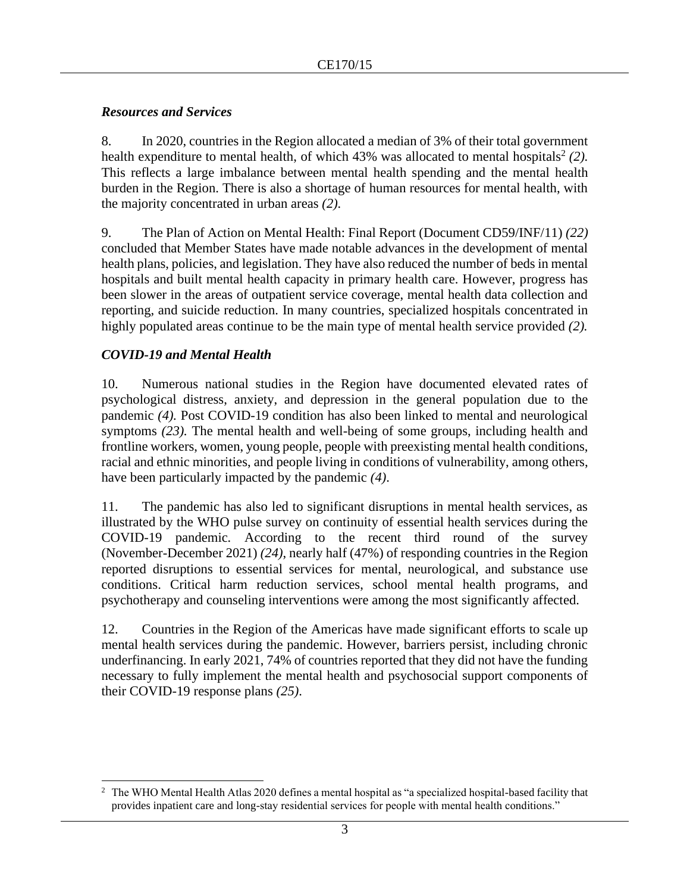### *Resources and Services*

8. In 2020, countries in the Region allocated a median of 3% of their total government health expenditure to mental health, of which 43% was allocated to mental hospitals[2] *(2).* This reflects a large imbalance between mental health spending and the mental health burden in the Region. There is also a shortage of human resources for mental health, with the majority concentrated in urban areas *(2).*

9. The Plan of Action on Mental Health: Final Report (Document CD59/INF/11) *(22)* concluded that Member States have made notable advances in the development of mental health plans, policies, and legislation. They have also reduced the number of beds in mental hospitals and built mental health capacity in primary health care. However, progress has been slower in the areas of outpatient service coverage, mental health data collection and reporting, and suicide reduction. In many countries, specialized hospitals concentrated in highly populated areas continue to be the main type of mental health service provided *(2).*

### *COVID-19 and Mental Health*

10. Numerous national studies in the Region have documented elevated rates of psychological distress, anxiety, and depression in the general population due to the pandemic *(4).* Post COVID-19 condition has also been linked to mental and neurological symptoms *(23).* The mental health and well-being of some groups, including health and frontline workers, women, young people, people with preexisting mental health conditions, racial and ethnic minorities, and people living in conditions of vulnerability, among others, have been particularly impacted by the pandemic *(4).*

11. The pandemic has also led to significant disruptions in mental health services, as illustrated by the WHO pulse survey on continuity of essential health services during the COVID-19 pandemic. According to the recent third round of the survey (November-December 2021) *(24)*, nearly half (47%) of responding countries in the Region reported disruptions to essential services for mental, neurological, and substance use conditions. Critical harm reduction services, school mental health programs, and psychotherapy and counseling interventions were among the most significantly affected.

12. Countries in the Region of the Americas have made significant efforts to scale up mental health services during the pandemic. However, barriers persist, including chronic underfinancing. In early 2021, 74% of countries reported that they did not have the funding necessary to fully implement the mental health and psychosocial support components of their COVID-19 response plans *(25).*

---

[2] The WHO Mental Health Atlas 2020 defines a mental hospital as "a specialized hospital-based facility that provides inpatient care and long-stay residential services for people with mental health conditions."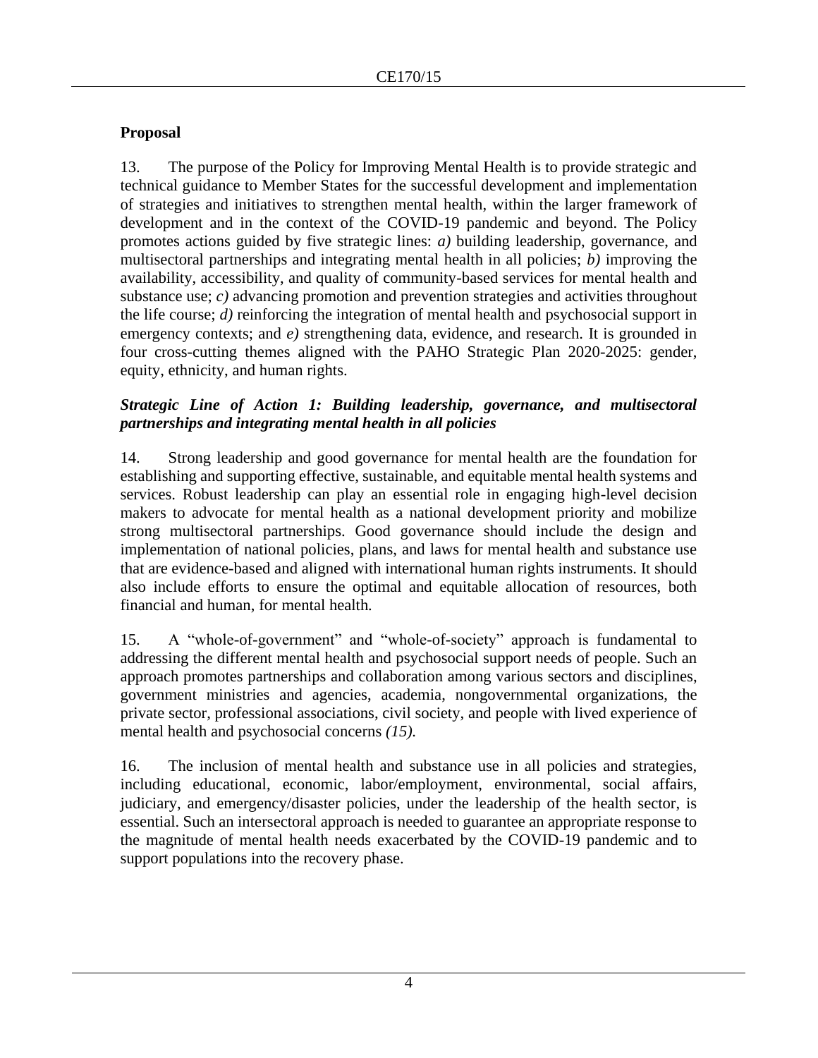**Proposal**

13. The purpose of the Policy for Improving Mental Health is to provide strategic and technical guidance to Member States for the successful development and implementation of strategies and initiatives to strengthen mental health, within the larger framework of development and in the context of the COVID-19 pandemic and beyond. The Policy promotes actions guided by five strategic lines: *a)* building leadership, governance, and multisectoral partnerships and integrating mental health in all policies; *b)* improving the availability, accessibility, and quality of community-based services for mental health and substance use; *c)* advancing promotion and prevention strategies and activities throughout the life course; *d)* reinforcing the integration of mental health and psychosocial support in emergency contexts; and *e)* strengthening data, evidence, and research. It is grounded in four cross-cutting themes aligned with the PAHO Strategic Plan 2020-2025: gender, equity, ethnicity, and human rights.

***Strategic Line of Action 1: Building leadership, governance, and multisectoral partnerships and integrating mental health in all policies***

14. Strong leadership and good governance for mental health are the foundation for establishing and supporting effective, sustainable, and equitable mental health systems and services. Robust leadership can play an essential role in engaging high-level decision makers to advocate for mental health as a national development priority and mobilize strong multisectoral partnerships. Good governance should include the design and implementation of national policies, plans, and laws for mental health and substance use that are evidence-based and aligned with international human rights instruments. It should also include efforts to ensure the optimal and equitable allocation of resources, both financial and human, for mental health.

15. A "whole-of-government" and "whole-of-society" approach is fundamental to addressing the different mental health and psychosocial support needs of people. Such an approach promotes partnerships and collaboration among various sectors and disciplines, government ministries and agencies, academia, nongovernmental organizations, the private sector, professional associations, civil society, and people with lived experience of mental health and psychosocial concerns *(15).*

16. The inclusion of mental health and substance use in all policies and strategies, including educational, economic, labor/employment, environmental, social affairs, judiciary, and emergency/disaster policies, under the leadership of the health sector, is essential. Such an intersectoral approach is needed to guarantee an appropriate response to the magnitude of mental health needs exacerbated by the COVID-19 pandemic and to support populations into the recovery phase.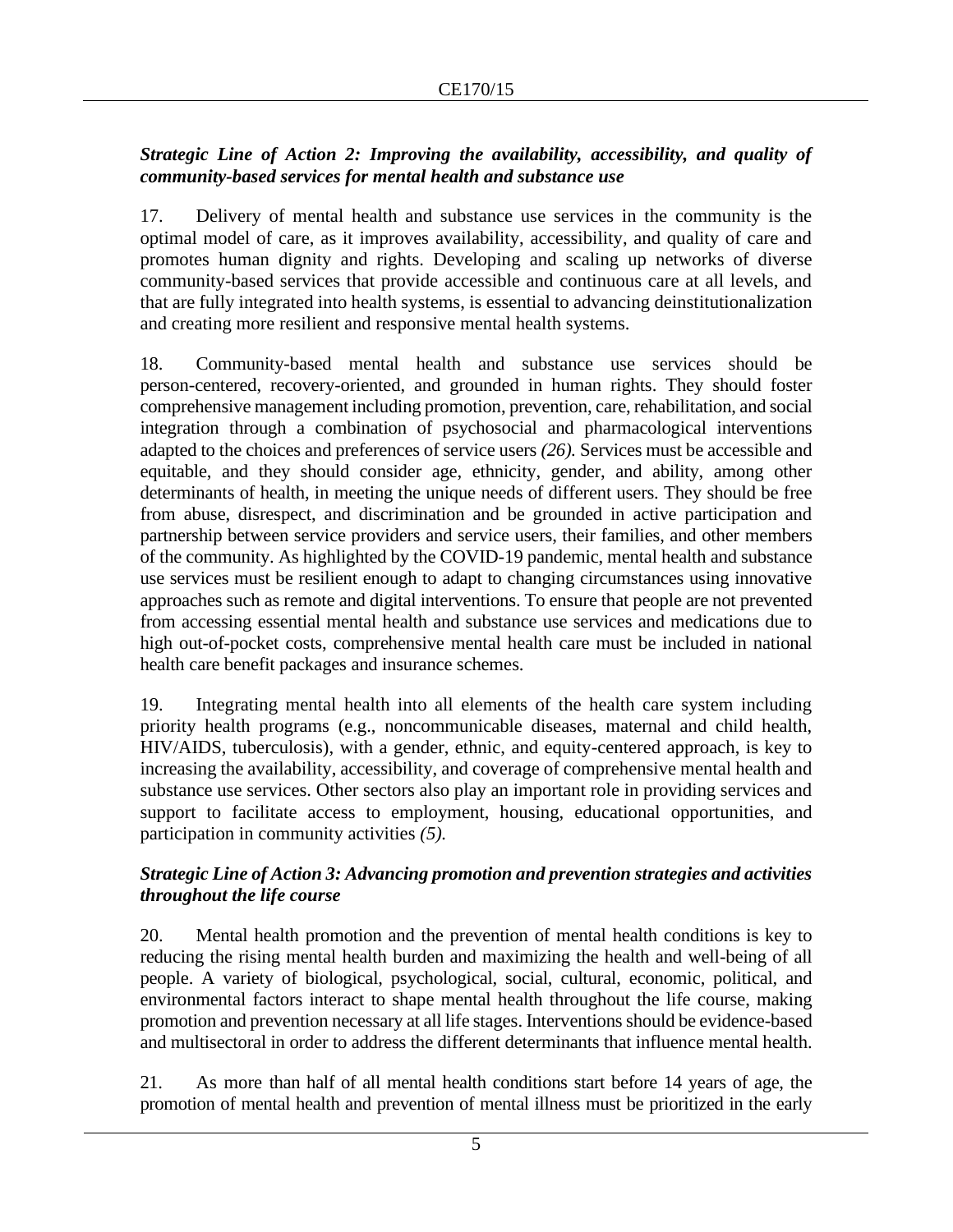***Strategic Line of Action 2: Improving the availability, accessibility, and quality of community-based services for mental health and substance use***

17. Delivery of mental health and substance use services in the community is the optimal model of care, as it improves availability, accessibility, and quality of care and promotes human dignity and rights. Developing and scaling up networks of diverse community-based services that provide accessible and continuous care at all levels, and that are fully integrated into health systems, is essential to advancing deinstitutionalization and creating more resilient and responsive mental health systems.

18. Community-based mental health and substance use services should be person-centered, recovery-oriented, and grounded in human rights. They should foster comprehensive management including promotion, prevention, care, rehabilitation, and social integration through a combination of psychosocial and pharmacological interventions adapted to the choices and preferences of service users *(26).* Services must be accessible and equitable, and they should consider age, ethnicity, gender, and ability, among other determinants of health, in meeting the unique needs of different users. They should be free from abuse, disrespect, and discrimination and be grounded in active participation and partnership between service providers and service users, their families, and other members of the community. As highlighted by the COVID-19 pandemic, mental health and substance use services must be resilient enough to adapt to changing circumstances using innovative approaches such as remote and digital interventions. To ensure that people are not prevented from accessing essential mental health and substance use services and medications due to high out-of-pocket costs, comprehensive mental health care must be included in national health care benefit packages and insurance schemes.

19. Integrating mental health into all elements of the health care system including priority health programs (e.g., noncommunicable diseases, maternal and child health, HIV/AIDS, tuberculosis), with a gender, ethnic, and equity-centered approach, is key to increasing the availability, accessibility, and coverage of comprehensive mental health and substance use services. Other sectors also play an important role in providing services and support to facilitate access to employment, housing, educational opportunities, and participation in community activities *(5).*

***Strategic Line of Action 3: Advancing promotion and prevention strategies and activities throughout the life course***

20. Mental health promotion and the prevention of mental health conditions is key to reducing the rising mental health burden and maximizing the health and well-being of all people. A variety of biological, psychological, social, cultural, economic, political, and environmental factors interact to shape mental health throughout the life course, making promotion and prevention necessary at all life stages. Interventions should be evidence-based and multisectoral in order to address the different determinants that influence mental health.

21. As more than half of all mental health conditions start before 14 years of age, the promotion of mental health and prevention of mental illness must be prioritized in the early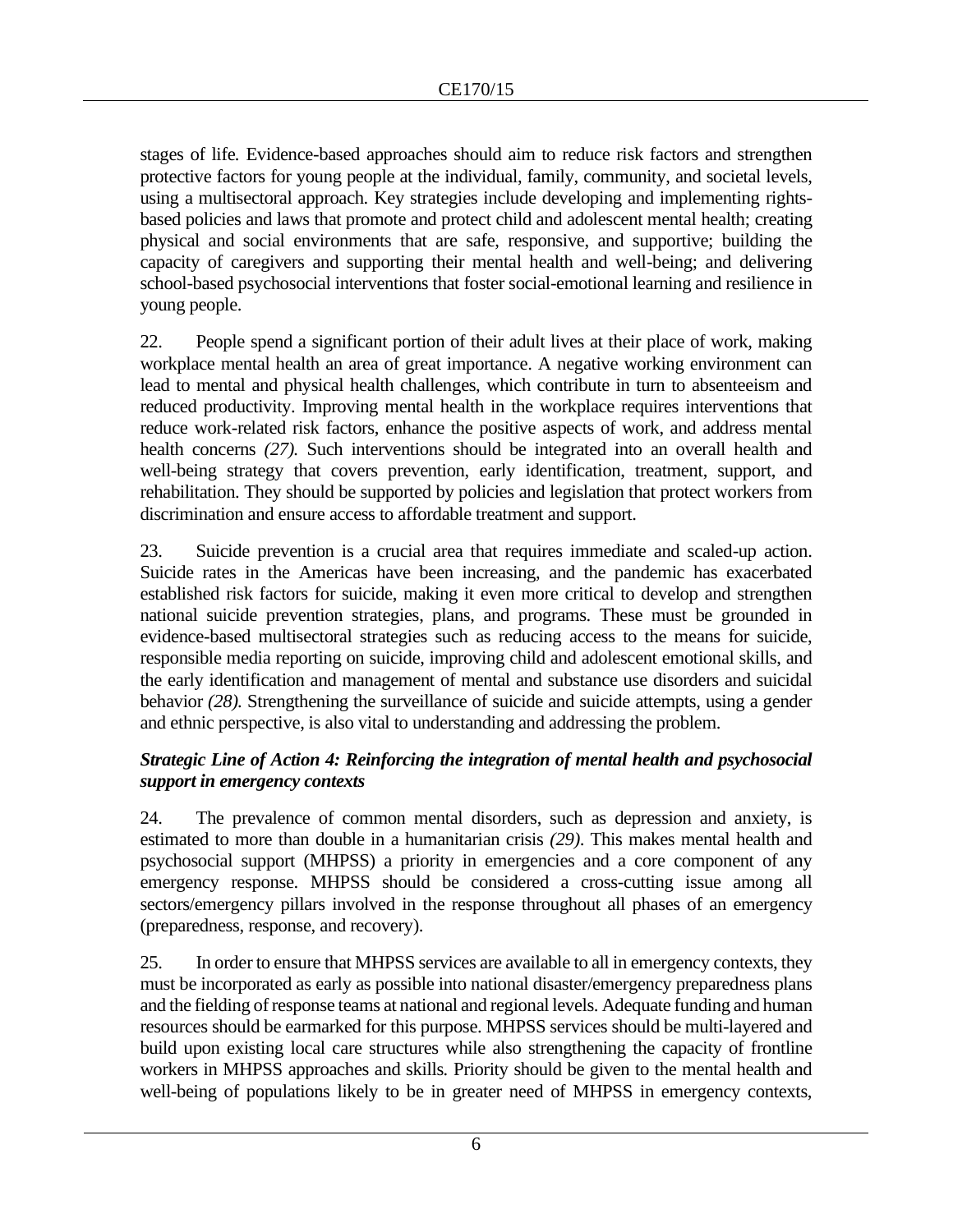stages of life. Evidence-based approaches should aim to reduce risk factors and strengthen protective factors for young people at the individual, family, community, and societal levels, using a multisectoral approach. Key strategies include developing and implementing rights-based policies and laws that promote and protect child and adolescent mental health; creating physical and social environments that are safe, responsive, and supportive; building the capacity of caregivers and supporting their mental health and well-being; and delivering school-based psychosocial interventions that foster social-emotional learning and resilience in young people.

22. People spend a significant portion of their adult lives at their place of work, making workplace mental health an area of great importance. A negative working environment can lead to mental and physical health challenges, which contribute in turn to absenteeism and reduced productivity. Improving mental health in the workplace requires interventions that reduce work-related risk factors, enhance the positive aspects of work, and address mental health concerns *(27).* Such interventions should be integrated into an overall health and well-being strategy that covers prevention, early identification, treatment, support, and rehabilitation. They should be supported by policies and legislation that protect workers from discrimination and ensure access to affordable treatment and support.

23. Suicide prevention is a crucial area that requires immediate and scaled-up action. Suicide rates in the Americas have been increasing, and the pandemic has exacerbated established risk factors for suicide, making it even more critical to develop and strengthen national suicide prevention strategies, plans, and programs. These must be grounded in evidence-based multisectoral strategies such as reducing access to the means for suicide, responsible media reporting on suicide, improving child and adolescent emotional skills, and the early identification and management of mental and substance use disorders and suicidal behavior *(28).* Strengthening the surveillance of suicide and suicide attempts, using a gender and ethnic perspective, is also vital to understanding and addressing the problem.

***Strategic Line of Action 4: Reinforcing the integration of mental health and psychosocial support in emergency contexts***

24. The prevalence of common mental disorders, such as depression and anxiety, is estimated to more than double in a humanitarian crisis *(29)*. This makes mental health and psychosocial support (MHPSS) a priority in emergencies and a core component of any emergency response. MHPSS should be considered a cross-cutting issue among all sectors/emergency pillars involved in the response throughout all phases of an emergency (preparedness, response, and recovery).

25. In order to ensure that MHPSS services are available to all in emergency contexts, they must be incorporated as early as possible into national disaster/emergency preparedness plans and the fielding of response teams at national and regional levels. Adequate funding and human resources should be earmarked for this purpose. MHPSS services should be multi-layered and build upon existing local care structures while also strengthening the capacity of frontline workers in MHPSS approaches and skills. Priority should be given to the mental health and well-being of populations likely to be in greater need of MHPSS in emergency contexts,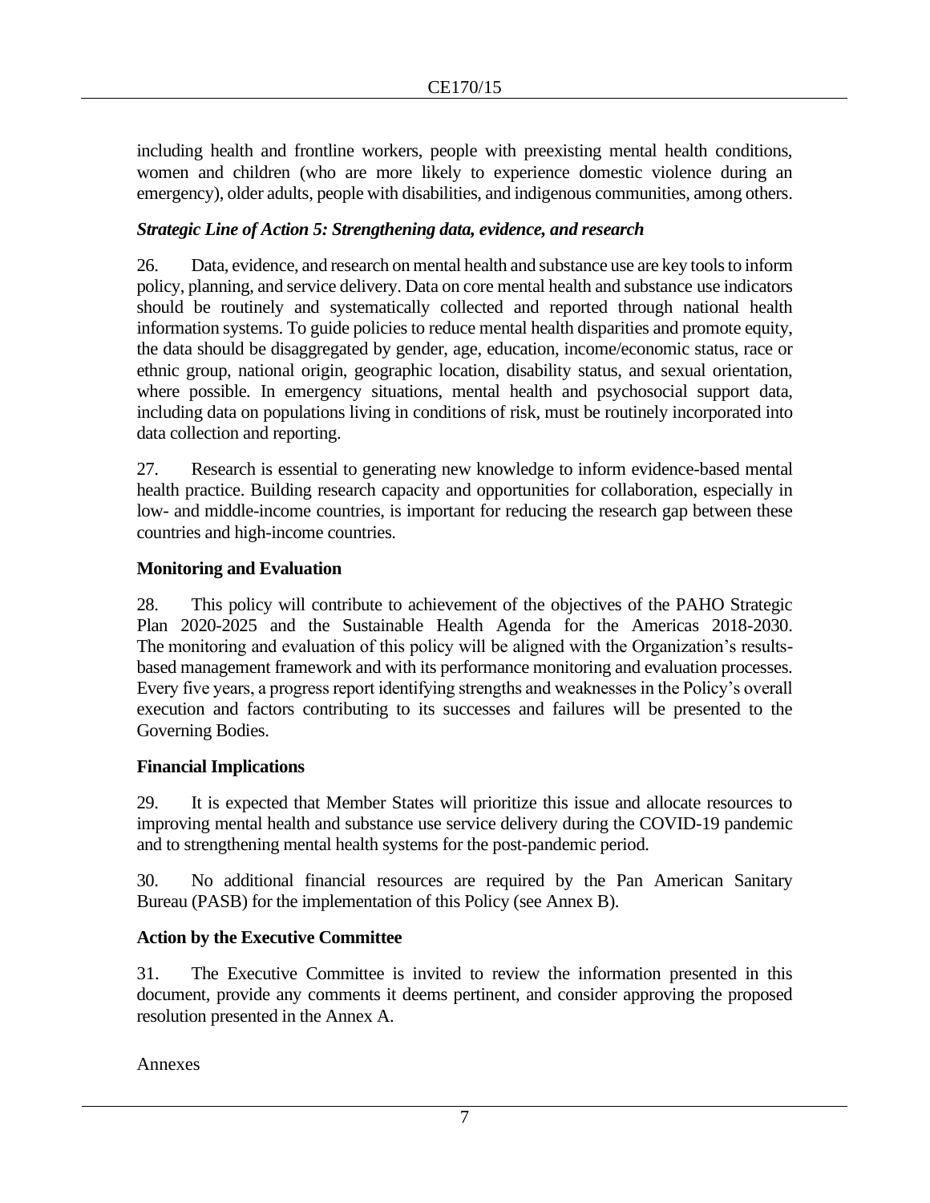including health and frontline workers, people with preexisting mental health conditions, women and children (who are more likely to experience domestic violence during an emergency), older adults, people with disabilities, and indigenous communities, among others.

***Strategic Line of Action 5: Strengthening data, evidence, and research***

26. Data, evidence, and research on mental health and substance use are key tools to inform policy, planning, and service delivery. Data on core mental health and substance use indicators should be routinely and systematically collected and reported through national health information systems. To guide policies to reduce mental health disparities and promote equity, the data should be disaggregated by gender, age, education, income/economic status, race or ethnic group, national origin, geographic location, disability status, and sexual orientation, where possible. In emergency situations, mental health and psychosocial support data, including data on populations living in conditions of risk, must be routinely incorporated into data collection and reporting.

27. Research is essential to generating new knowledge to inform evidence-based mental health practice. Building research capacity and opportunities for collaboration, especially in low- and middle-income countries, is important for reducing the research gap between these countries and high-income countries.

## Monitoring and Evaluation

28. This policy will contribute to achievement of the objectives of the PAHO Strategic Plan 2020-2025 and the Sustainable Health Agenda for the Americas 2018-2030. The monitoring and evaluation of this policy will be aligned with the Organization's results-based management framework and with its performance monitoring and evaluation processes. Every five years, a progress report identifying strengths and weaknesses in the Policy's overall execution and factors contributing to its successes and failures will be presented to the Governing Bodies.

## Financial Implications

29. It is expected that Member States will prioritize this issue and allocate resources to improving mental health and substance use service delivery during the COVID-19 pandemic and to strengthening mental health systems for the post-pandemic period.

30. No additional financial resources are required by the Pan American Sanitary Bureau (PASB) for the implementation of this Policy (see Annex B).

## Action by the Executive Committee

31. The Executive Committee is invited to review the information presented in this document, provide any comments it deems pertinent, and consider approving the proposed resolution presented in the Annex A.

Annexes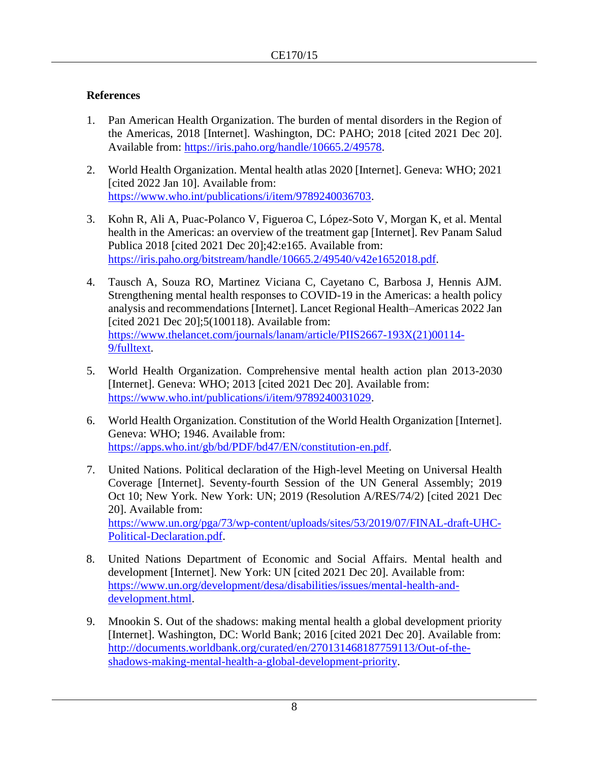## References

1. Pan American Health Organization. The burden of mental disorders in the Region of the Americas, 2018 [Internet]. Washington, DC: PAHO; 2018 [cited 2021 Dec 20]. Available from: https://iris.paho.org/handle/10665.2/49578.

2. World Health Organization. Mental health atlas 2020 [Internet]. Geneva: WHO; 2021 [cited 2022 Jan 10]. Available from: https://www.who.int/publications/i/item/9789240036703.

3. Kohn R, Ali A, Puac-Polanco V, Figueroa C, López-Soto V, Morgan K, et al. Mental health in the Americas: an overview of the treatment gap [Internet]. Rev Panam Salud Publica 2018 [cited 2021 Dec 20];42:e165. Available from: https://iris.paho.org/bitstream/handle/10665.2/49540/v42e1652018.pdf.

4. Tausch A, Souza RO, Martinez Viciana C, Cayetano C, Barbosa J, Hennis AJM. Strengthening mental health responses to COVID-19 in the Americas: a health policy analysis and recommendations [Internet]. Lancet Regional Health–Americas 2022 Jan [cited 2021 Dec 20];5(100118). Available from: https://www.thelancet.com/journals/lanam/article/PIIS2667-193X(21)00114-9/fulltext.

5. World Health Organization. Comprehensive mental health action plan 2013-2030 [Internet]. Geneva: WHO; 2013 [cited 2021 Dec 20]. Available from: https://www.who.int/publications/i/item/9789240031029.

6. World Health Organization. Constitution of the World Health Organization [Internet]. Geneva: WHO; 1946. Available from: https://apps.who.int/gb/bd/PDF/bd47/EN/constitution-en.pdf.

7. United Nations. Political declaration of the High-level Meeting on Universal Health Coverage [Internet]. Seventy-fourth Session of the UN General Assembly; 2019 Oct 10; New York. New York: UN; 2019 (Resolution A/RES/74/2) [cited 2021 Dec 20]. Available from: https://www.un.org/pga/73/wp-content/uploads/sites/53/2019/07/FINAL-draft-UHC-Political-Declaration.pdf.

8. United Nations Department of Economic and Social Affairs. Mental health and development [Internet]. New York: UN [cited 2021 Dec 20]. Available from: https://www.un.org/development/desa/disabilities/issues/mental-health-and-development.html.

9. Mnookin S. Out of the shadows: making mental health a global development priority [Internet]. Washington, DC: World Bank; 2016 [cited 2021 Dec 20]. Available from: http://documents.worldbank.org/curated/en/270131468187759113/Out-of-the-shadows-making-mental-health-a-global-development-priority.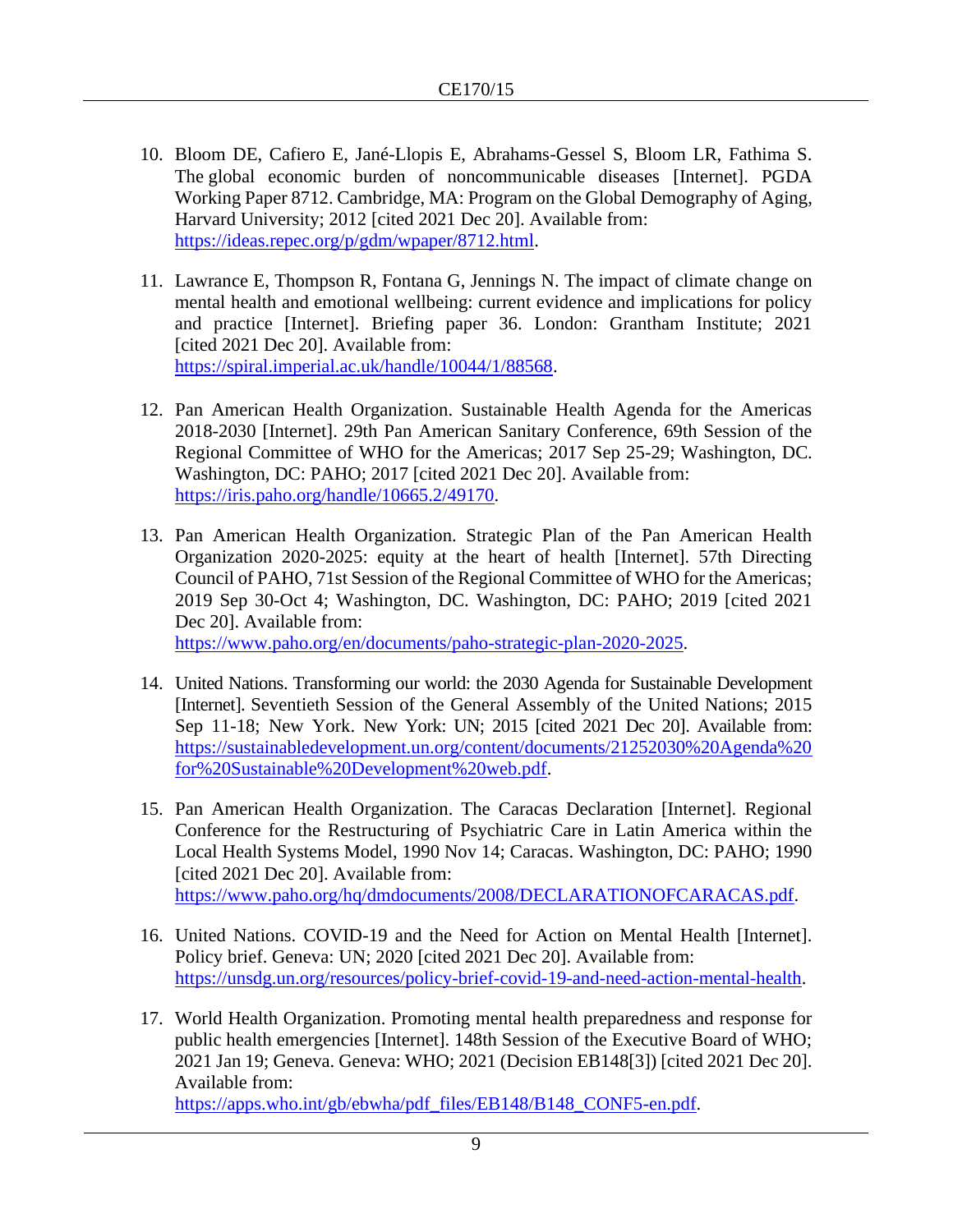10. Bloom DE, Cafiero E, Jané-Llopis E, Abrahams-Gessel S, Bloom LR, Fathima S. The global economic burden of noncommunicable diseases [Internet]. PGDA Working Paper 8712. Cambridge, MA: Program on the Global Demography of Aging, Harvard University; 2012 [cited 2021 Dec 20]. Available from: https://ideas.repec.org/p/gdm/wpaper/8712.html.

11. Lawrance E, Thompson R, Fontana G, Jennings N. The impact of climate change on mental health and emotional wellbeing: current evidence and implications for policy and practice [Internet]. Briefing paper 36. London: Grantham Institute; 2021 [cited 2021 Dec 20]. Available from: https://spiral.imperial.ac.uk/handle/10044/1/88568.

12. Pan American Health Organization. Sustainable Health Agenda for the Americas 2018-2030 [Internet]. 29th Pan American Sanitary Conference, 69th Session of the Regional Committee of WHO for the Americas; 2017 Sep 25-29; Washington, DC. Washington, DC: PAHO; 2017 [cited 2021 Dec 20]. Available from: https://iris.paho.org/handle/10665.2/49170.

13. Pan American Health Organization. Strategic Plan of the Pan American Health Organization 2020-2025: equity at the heart of health [Internet]. 57th Directing Council of PAHO, 71st Session of the Regional Committee of WHO for the Americas; 2019 Sep 30-Oct 4; Washington, DC. Washington, DC: PAHO; 2019 [cited 2021 Dec 20]. Available from: https://www.paho.org/en/documents/paho-strategic-plan-2020-2025.

14. United Nations. Transforming our world: the 2030 Agenda for Sustainable Development [Internet]. Seventieth Session of the General Assembly of the United Nations; 2015 Sep 11-18; New York. New York: UN; 2015 [cited 2021 Dec 20]. Available from: https://sustainabledevelopment.un.org/content/documents/21252030%20Agenda%20for%20Sustainable%20Development%20web.pdf.

15. Pan American Health Organization. The Caracas Declaration [Internet]. Regional Conference for the Restructuring of Psychiatric Care in Latin America within the Local Health Systems Model, 1990 Nov 14; Caracas. Washington, DC: PAHO; 1990 [cited 2021 Dec 20]. Available from: https://www.paho.org/hq/dmdocuments/2008/DECLARATIONOFCARACAS.pdf.

16. United Nations. COVID-19 and the Need for Action on Mental Health [Internet]. Policy brief. Geneva: UN; 2020 [cited 2021 Dec 20]. Available from: https://unsdg.un.org/resources/policy-brief-covid-19-and-need-action-mental-health.

17. World Health Organization. Promoting mental health preparedness and response for public health emergencies [Internet]. 148th Session of the Executive Board of WHO; 2021 Jan 19; Geneva. Geneva: WHO; 2021 (Decision EB148[3]) [cited 2021 Dec 20]. Available from: https://apps.who.int/gb/ebwha/pdf_files/EB148/B148_CONF5-en.pdf.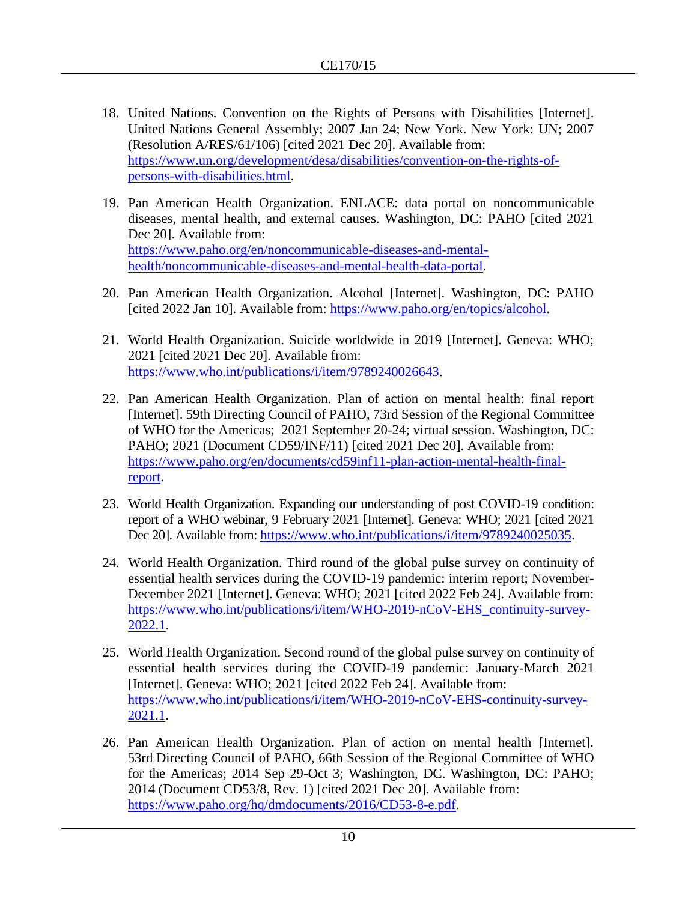18. United Nations. Convention on the Rights of Persons with Disabilities [Internet]. United Nations General Assembly; 2007 Jan 24; New York. New York: UN; 2007 (Resolution A/RES/61/106) [cited 2021 Dec 20]. Available from: https://www.un.org/development/desa/disabilities/convention-on-the-rights-of-persons-with-disabilities.html.

19. Pan American Health Organization. ENLACE: data portal on noncommunicable diseases, mental health, and external causes. Washington, DC: PAHO [cited 2021 Dec 20]. Available from: https://www.paho.org/en/noncommunicable-diseases-and-mental-health/noncommunicable-diseases-and-mental-health-data-portal.

20. Pan American Health Organization. Alcohol [Internet]. Washington, DC: PAHO [cited 2022 Jan 10]. Available from: https://www.paho.org/en/topics/alcohol.

21. World Health Organization. Suicide worldwide in 2019 [Internet]. Geneva: WHO; 2021 [cited 2021 Dec 20]. Available from: https://www.who.int/publications/i/item/9789240026643.

22. Pan American Health Organization. Plan of action on mental health: final report [Internet]. 59th Directing Council of PAHO, 73rd Session of the Regional Committee of WHO for the Americas; 2021 September 20-24; virtual session. Washington, DC: PAHO; 2021 (Document CD59/INF/11) [cited 2021 Dec 20]. Available from: https://www.paho.org/en/documents/cd59inf11-plan-action-mental-health-final-report.

23. World Health Organization. Expanding our understanding of post COVID-19 condition: report of a WHO webinar, 9 February 2021 [Internet]. Geneva: WHO; 2021 [cited 2021 Dec 20]. Available from: https://www.who.int/publications/i/item/9789240025035.

24. World Health Organization. Third round of the global pulse survey on continuity of essential health services during the COVID-19 pandemic: interim report; November-December 2021 [Internet]. Geneva: WHO; 2021 [cited 2022 Feb 24]. Available from: https://www.who.int/publications/i/item/WHO-2019-nCoV-EHS_continuity-survey-2022.1.

25. World Health Organization. Second round of the global pulse survey on continuity of essential health services during the COVID-19 pandemic: January-March 2021 [Internet]. Geneva: WHO; 2021 [cited 2022 Feb 24]. Available from: https://www.who.int/publications/i/item/WHO-2019-nCoV-EHS-continuity-survey-2021.1.

26. Pan American Health Organization. Plan of action on mental health [Internet]. 53rd Directing Council of PAHO, 66th Session of the Regional Committee of WHO for the Americas; 2014 Sep 29-Oct 3; Washington, DC. Washington, DC: PAHO; 2014 (Document CD53/8, Rev. 1) [cited 2021 Dec 20]. Available from: https://www.paho.org/hq/dmdocuments/2016/CD53-8-e.pdf.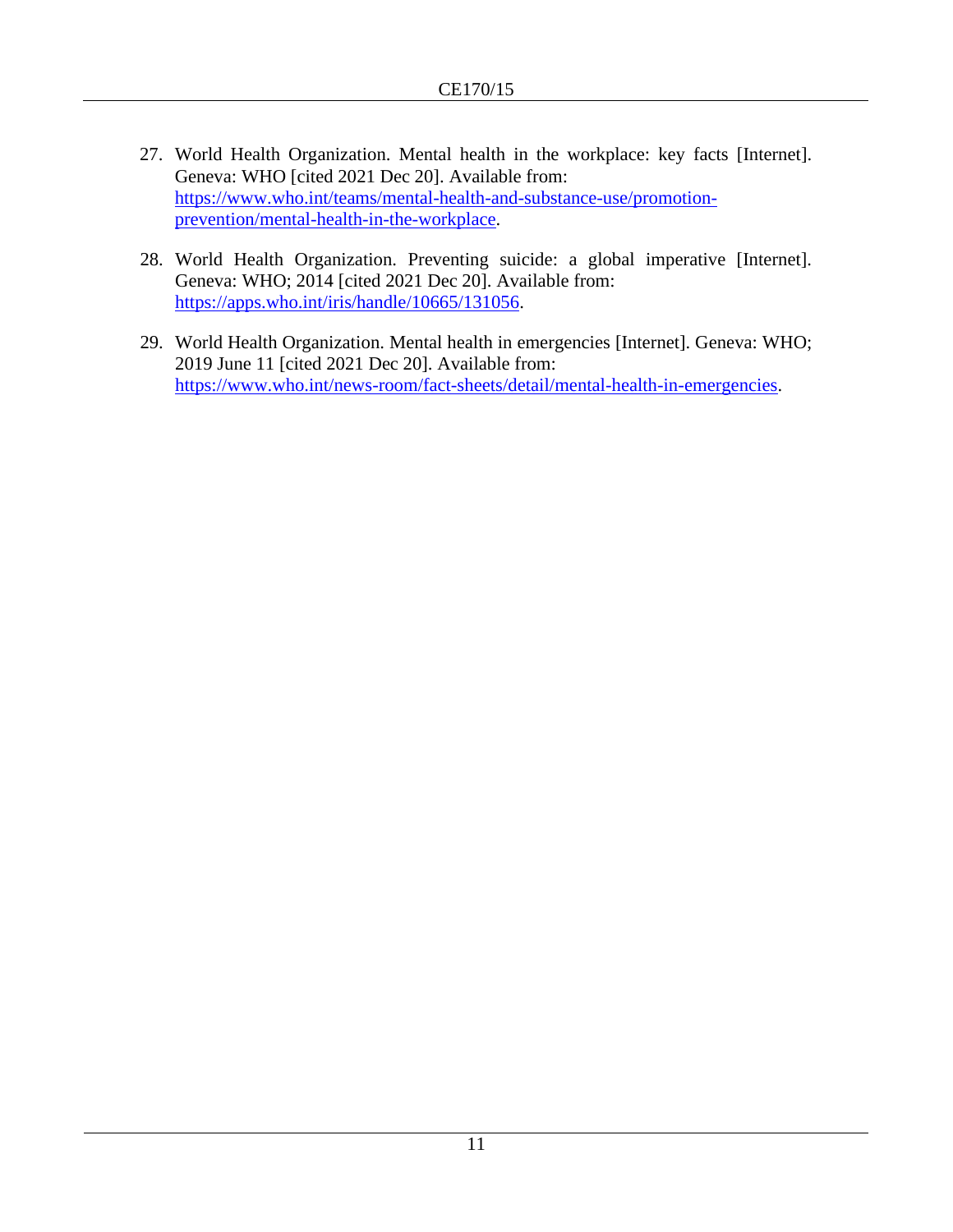27. World Health Organization. Mental health in the workplace: key facts [Internet]. Geneva: WHO [cited 2021 Dec 20]. Available from: https://www.who.int/teams/mental-health-and-substance-use/promotion-prevention/mental-health-in-the-workplace.

28. World Health Organization. Preventing suicide: a global imperative [Internet]. Geneva: WHO; 2014 [cited 2021 Dec 20]. Available from: https://apps.who.int/iris/handle/10665/131056.

29. World Health Organization. Mental health in emergencies [Internet]. Geneva: WHO; 2019 June 11 [cited 2021 Dec 20]. Available from: https://www.who.int/news-room/fact-sheets/detail/mental-health-in-emergencies.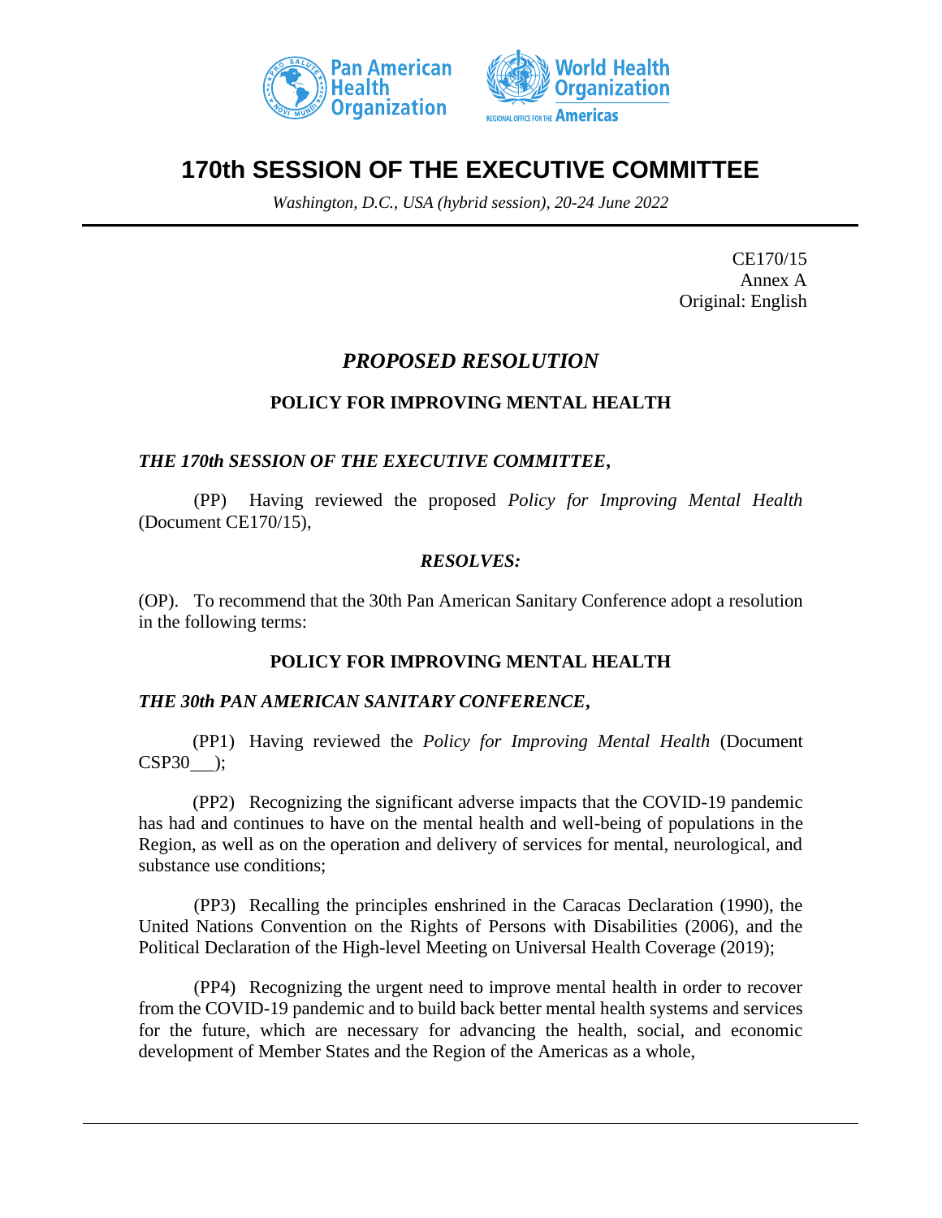# 170th SESSION OF THE EXECUTIVE COMMITTEE

*Washington, D.C., USA (hybrid session), 20-24 June 2022*

CE170/15
Annex A
Original: English

## *PROPOSED RESOLUTION*

### POLICY FOR IMPROVING MENTAL HEALTH

***THE 170th SESSION OF THE EXECUTIVE COMMITTEE,***

(PP) Having reviewed the proposed *Policy for Improving Mental Health* (Document CE170/15),

***RESOLVES:***

(OP). To recommend that the 30th Pan American Sanitary Conference adopt a resolution in the following terms:

### POLICY FOR IMPROVING MENTAL HEALTH

***THE 30th PAN AMERICAN SANITARY CONFERENCE,***

(PP1) Having reviewed the *Policy for Improving Mental Health* (Document CSP30/__);

(PP2) Recognizing the significant adverse impacts that the COVID-19 pandemic has had and continues to have on the mental health and well-being of populations in the Region, as well as on the operation and delivery of services for mental, neurological, and substance use conditions;

(PP3) Recalling the principles enshrined in the Caracas Declaration (1990), the United Nations Convention on the Rights of Persons with Disabilities (2006), and the Political Declaration of the High-level Meeting on Universal Health Coverage (2019);

(PP4) Recognizing the urgent need to improve mental health in order to recover from the COVID-19 pandemic and to build back better mental health systems and services for the future, which are necessary for advancing the health, social, and economic development of Member States and the Region of the Americas as a whole,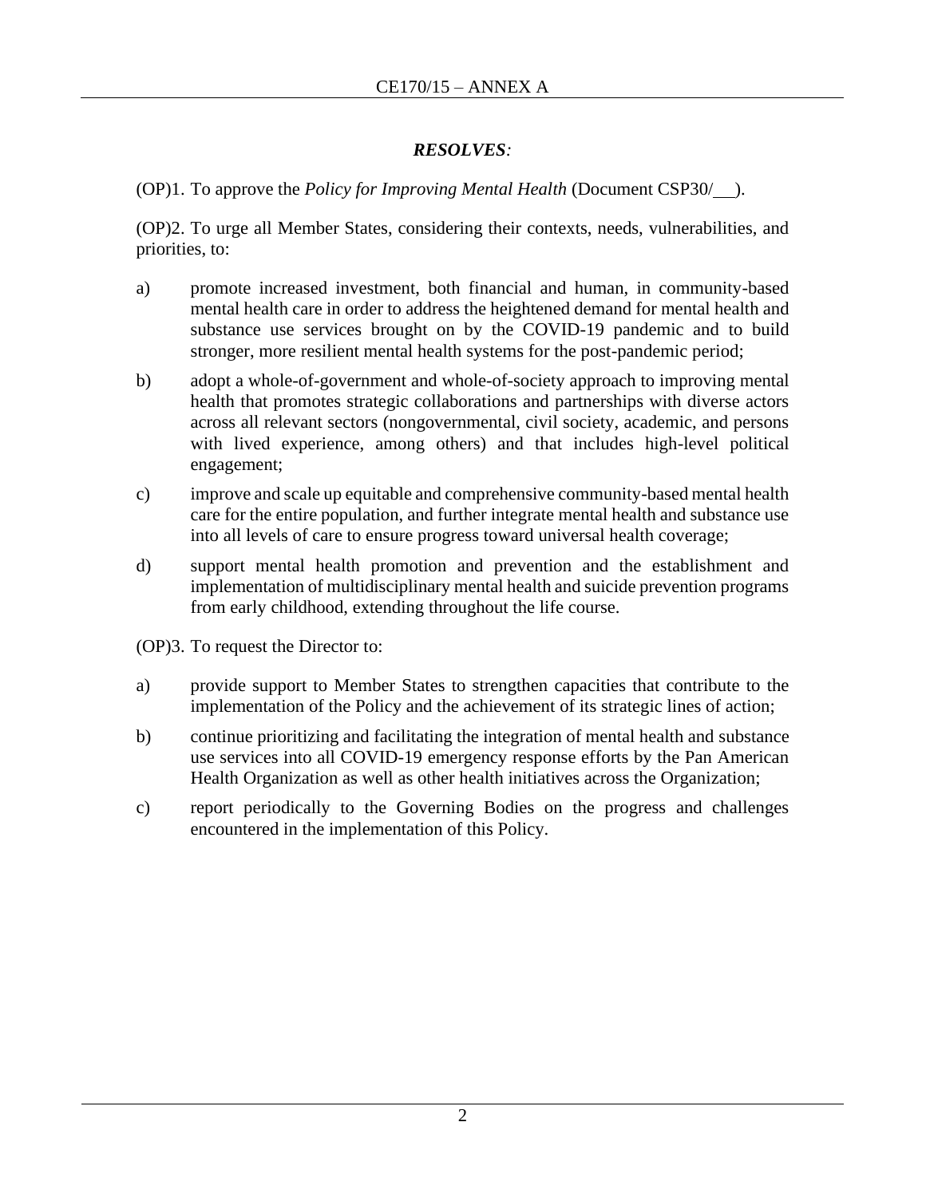***RESOLVES:***

(OP)1. To approve the *Policy for Improving Mental Health* (Document CSP30/\_\_).

(OP)2. To urge all Member States, considering their contexts, needs, vulnerabilities, and priorities, to:

a) promote increased investment, both financial and human, in community-based mental health care in order to address the heightened demand for mental health and substance use services brought on by the COVID-19 pandemic and to build stronger, more resilient mental health systems for the post-pandemic period;

b) adopt a whole-of-government and whole-of-society approach to improving mental health that promotes strategic collaborations and partnerships with diverse actors across all relevant sectors (nongovernmental, civil society, academic, and persons with lived experience, among others) and that includes high-level political engagement;

c) improve and scale up equitable and comprehensive community-based mental health care for the entire population, and further integrate mental health and substance use into all levels of care to ensure progress toward universal health coverage;

d) support mental health promotion and prevention and the establishment and implementation of multidisciplinary mental health and suicide prevention programs from early childhood, extending throughout the life course.

(OP)3. To request the Director to:

a) provide support to Member States to strengthen capacities that contribute to the implementation of the Policy and the achievement of its strategic lines of action;

b) continue prioritizing and facilitating the integration of mental health and substance use services into all COVID-19 emergency response efforts by the Pan American Health Organization as well as other health initiatives across the Organization;

c) report periodically to the Governing Bodies on the progress and challenges encountered in the implementation of this Policy.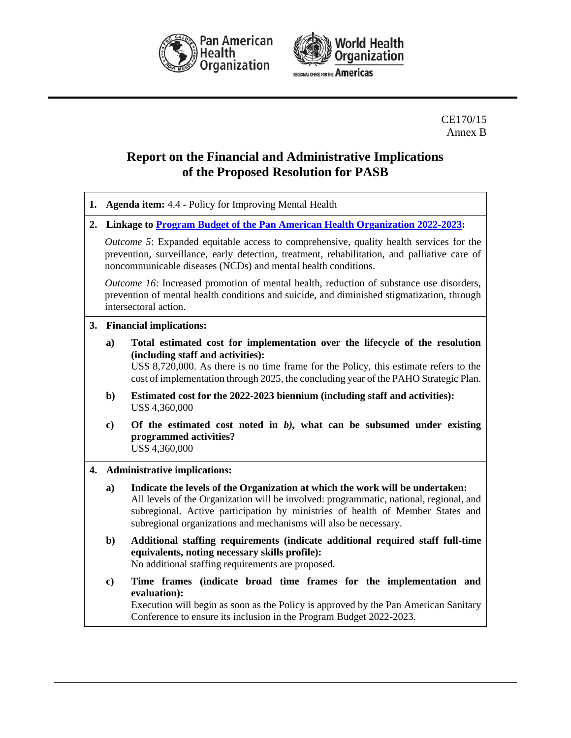CE170/15
Annex B

# Report on the Financial and Administrative Implications of the Proposed Resolution for PASB

**1. Agenda item:** 4.4 - Policy for Improving Mental Health

**2. Linkage to Program Budget of the Pan American Health Organization 2022-2023:**

*Outcome 5*: Expanded equitable access to comprehensive, quality health services for the prevention, surveillance, early detection, treatment, rehabilitation, and palliative care of noncommunicable diseases (NCDs) and mental health conditions.

*Outcome 16*: Increased promotion of mental health, reduction of substance use disorders, prevention of mental health conditions and suicide, and diminished stigmatization, through intersectoral action.

**3. Financial implications:**

**a) Total estimated cost for implementation over the lifecycle of the resolution (including staff and activities):**
US$ 8,720,000. As there is no time frame for the Policy, this estimate refers to the cost of implementation through 2025, the concluding year of the PAHO Strategic Plan.

**b) Estimated cost for the 2022-2023 biennium (including staff and activities):**
US$ 4,360,000

**c) Of the estimated cost noted in *b)*, what can be subsumed under existing programmed activities?**
US$ 4,360,000

**4. Administrative implications:**

**a) Indicate the levels of the Organization at which the work will be undertaken:**
All levels of the Organization will be involved: programmatic, national, regional, and subregional. Active participation by ministries of health of Member States and subregional organizations and mechanisms will also be necessary.

**b) Additional staffing requirements (indicate additional required staff full-time equivalents, noting necessary skills profile):**
No additional staffing requirements are proposed.

**c) Time frames (indicate broad time frames for the implementation and evaluation):**
Execution will begin as soon as the Policy is approved by the Pan American Sanitary Conference to ensure its inclusion in the Program Budget 2022-2023.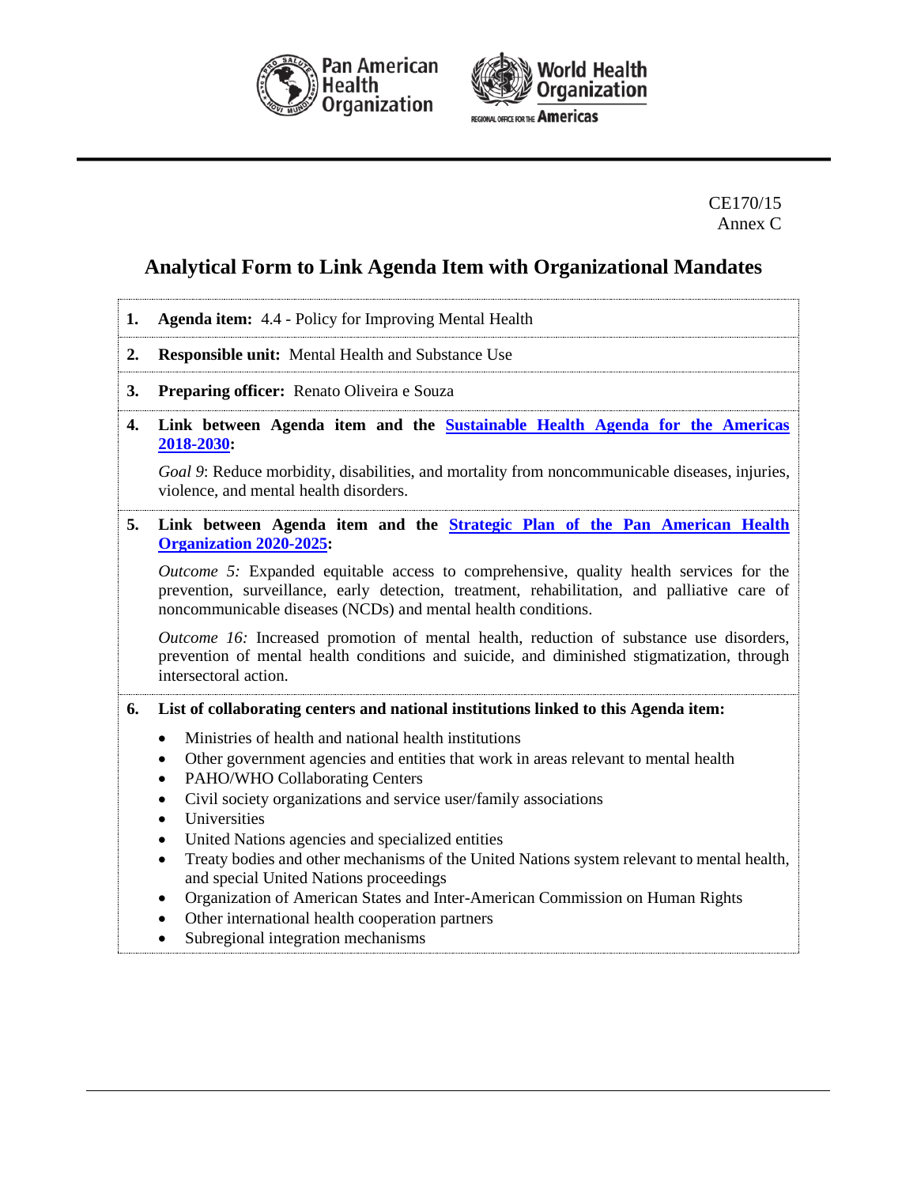CE170/15
Annex C

# Analytical Form to Link Agenda Item with Organizational Mandates

1. **Agenda item:** 4.4 - Policy for Improving Mental Health

2. **Responsible unit:** Mental Health and Substance Use

3. **Preparing officer:** Renato Oliveira e Souza

4. **Link between Agenda item and the Sustainable Health Agenda for the Americas 2018-2030:**

   *Goal 9*: Reduce morbidity, disabilities, and mortality from noncommunicable diseases, injuries, violence, and mental health disorders.

5. **Link between Agenda item and the Strategic Plan of the Pan American Health Organization 2020-2025:**

   *Outcome 5:* Expanded equitable access to comprehensive, quality health services for the prevention, surveillance, early detection, treatment, rehabilitation, and palliative care of noncommunicable diseases (NCDs) and mental health conditions.

   *Outcome 16:* Increased promotion of mental health, reduction of substance use disorders, prevention of mental health conditions and suicide, and diminished stigmatization, through intersectoral action.

6. **List of collaborating centers and national institutions linked to this Agenda item:**

   - Ministries of health and national health institutions
   - Other government agencies and entities that work in areas relevant to mental health
   - PAHO/WHO Collaborating Centers
   - Civil society organizations and service user/family associations
   - Universities
   - United Nations agencies and specialized entities
   - Treaty bodies and other mechanisms of the United Nations system relevant to mental health, and special United Nations proceedings
   - Organization of American States and Inter-American Commission on Human Rights
   - Other international health cooperation partners
   - Subregional integration mechanisms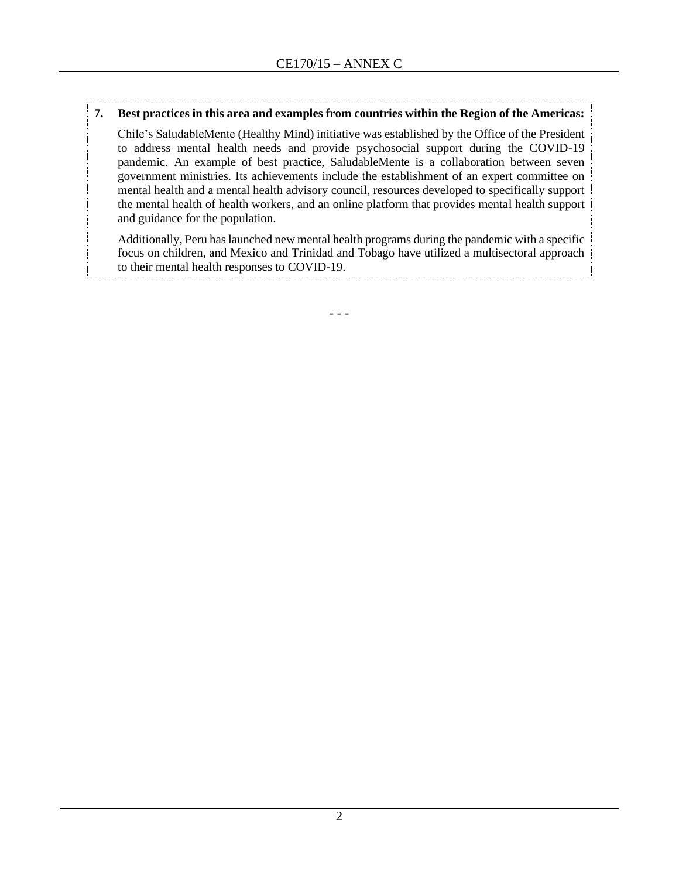**7. Best practices in this area and examples from countries within the Region of the Americas:**

Chile's SaludableMente (Healthy Mind) initiative was established by the Office of the President to address mental health needs and provide psychosocial support during the COVID-19 pandemic. An example of best practice, SaludableMente is a collaboration between seven government ministries. Its achievements include the establishment of an expert committee on mental health and a mental health advisory council, resources developed to specifically support the mental health of health workers, and an online platform that provides mental health support and guidance for the population.

Additionally, Peru has launched new mental health programs during the pandemic with a specific focus on children, and Mexico and Trinidad and Tobago have utilized a multisectoral approach to their mental health responses to COVID-19.

- - -